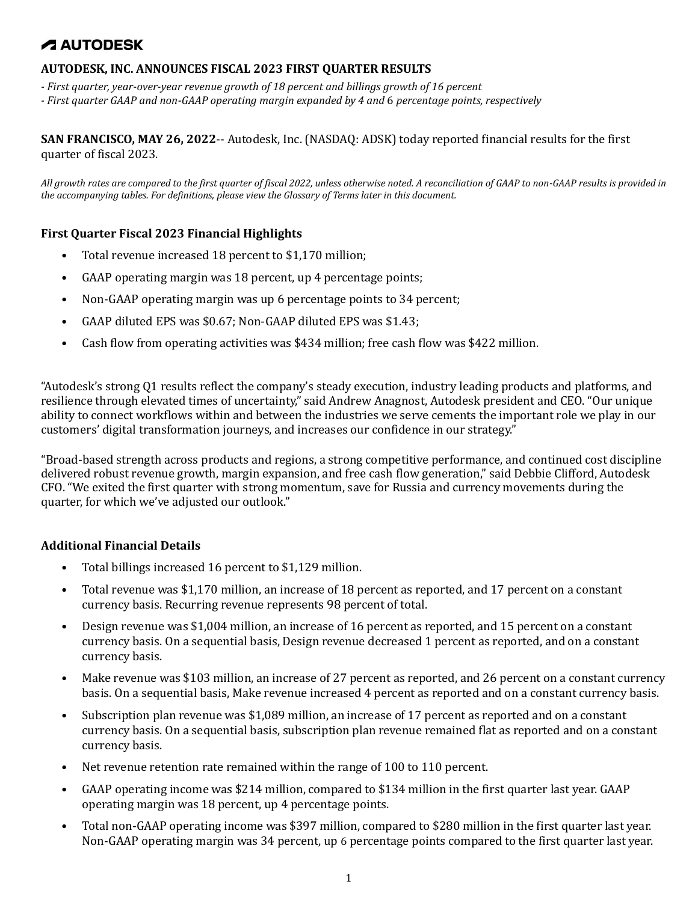# AUTODESK

## AUTODESK, INC. ANNOUNCES FISCAL 2023 FIRST QUARTER RESULTS

*- First quarter, year-over-year revenue growth of 18 percent and billings growth of 16 percent*
*- First quarter GAAP and non-GAAP operating margin expanded by 4 and 6 percentage points, respectively*

**SAN FRANCISCO, MAY 26, 2022**-- Autodesk, Inc. (NASDAQ: ADSK) today reported financial results for the first quarter of fiscal 2023.

*All growth rates are compared to the first quarter of fiscal 2022, unless otherwise noted. A reconciliation of GAAP to non-GAAP results is provided in the accompanying tables. For definitions, please view the Glossary of Terms later in this document.*

### First Quarter Fiscal 2023 Financial Highlights

- Total revenue increased 18 percent to $1,170 million;
- GAAP operating margin was 18 percent, up 4 percentage points;
- Non-GAAP operating margin was up 6 percentage points to 34 percent;
- GAAP diluted EPS was $0.67; Non-GAAP diluted EPS was $1.43;
- Cash flow from operating activities was $434 million; free cash flow was $422 million.

"Autodesk's strong Q1 results reflect the company's steady execution, industry leading products and platforms, and resilience through elevated times of uncertainty," said Andrew Anagnost, Autodesk president and CEO. "Our unique ability to connect workflows within and between the industries we serve cements the important role we play in our customers' digital transformation journeys, and increases our confidence in our strategy."

"Broad-based strength across products and regions, a strong competitive performance, and continued cost discipline delivered robust revenue growth, margin expansion, and free cash flow generation," said Debbie Clifford, Autodesk CFO. "We exited the first quarter with strong momentum, save for Russia and currency movements during the quarter, for which we've adjusted our outlook."

### Additional Financial Details

- Total billings increased 16 percent to $1,129 million.
- Total revenue was $1,170 million, an increase of 18 percent as reported, and 17 percent on a constant currency basis. Recurring revenue represents 98 percent of total.
- Design revenue was $1,004 million, an increase of 16 percent as reported, and 15 percent on a constant currency basis. On a sequential basis, Design revenue decreased 1 percent as reported, and on a constant currency basis.
- Make revenue was $103 million, an increase of 27 percent as reported, and 26 percent on a constant currency basis. On a sequential basis, Make revenue increased 4 percent as reported and on a constant currency basis.
- Subscription plan revenue was $1,089 million, an increase of 17 percent as reported and on a constant currency basis. On a sequential basis, subscription plan revenue remained flat as reported and on a constant currency basis.
- Net revenue retention rate remained within the range of 100 to 110 percent.
- GAAP operating income was $214 million, compared to $134 million in the first quarter last year. GAAP operating margin was 18 percent, up 4 percentage points.
- Total non-GAAP operating income was $397 million, compared to $280 million in the first quarter last year. Non-GAAP operating margin was 34 percent, up 6 percentage points compared to the first quarter last year.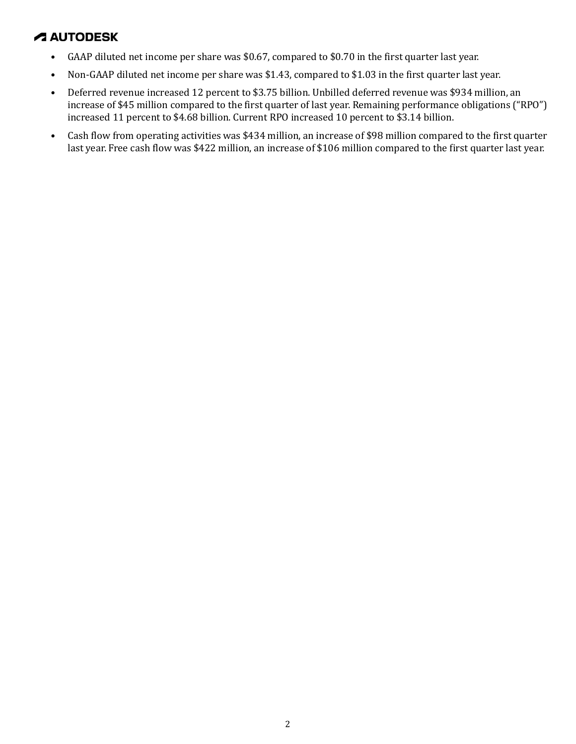- GAAP diluted net income per share was $0.67, compared to $0.70 in the first quarter last year.
- Non-GAAP diluted net income per share was $1.43, compared to $1.03 in the first quarter last year.
- Deferred revenue increased 12 percent to $3.75 billion. Unbilled deferred revenue was $934 million, an increase of $45 million compared to the first quarter of last year. Remaining performance obligations ("RPO") increased 11 percent to $4.68 billion. Current RPO increased 10 percent to $3.14 billion.
- Cash flow from operating activities was $434 million, an increase of $98 million compared to the first quarter last year. Free cash flow was $422 million, an increase of $106 million compared to the first quarter last year.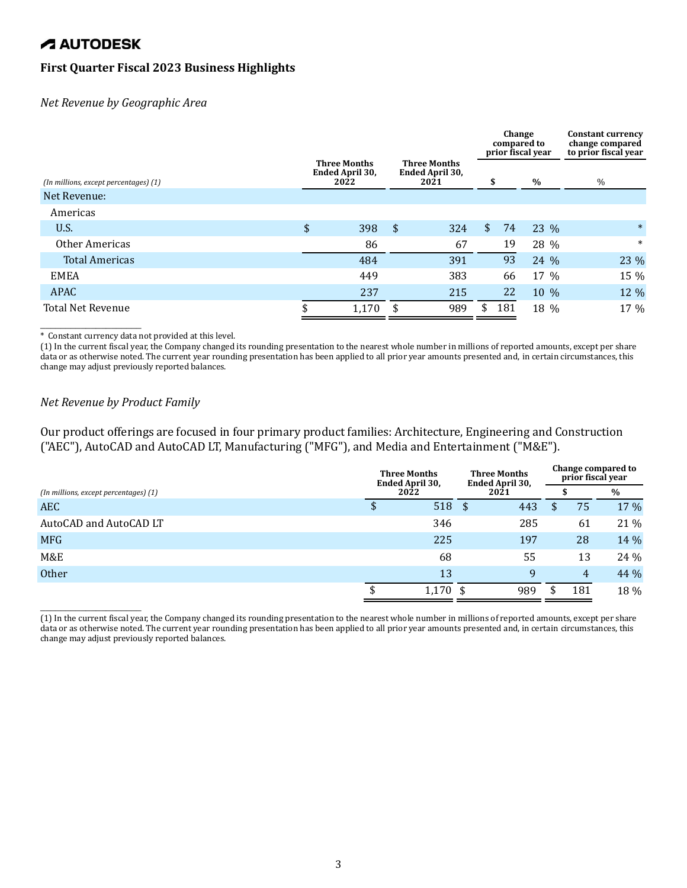# AUTODESK

## First Quarter Fiscal 2023 Business Highlights

*Net Revenue by Geographic Area*

| *(In millions, except percentages) (1)* | Three Months Ended April 30, 2022 | Three Months Ended April 30, 2021 | Change compared to prior fiscal year $ | Change compared to prior fiscal year % | Constant currency change compared to prior fiscal year % |
|---|---|---|---|---|---|
| Net Revenue: | | | | | |
| Americas | | | | | |
| U.S. | $ 398 | $ 324 | $ 74 | 23 % | * |
| Other Americas | 86 | 67 | 19 | 28 % | * |
| Total Americas | 484 | 391 | 93 | 24 % | 23 % |
| EMEA | 449 | 383 | 66 | 17 % | 15 % |
| APAC | 237 | 215 | 22 | 10 % | 12 % |
| Total Net Revenue | $ 1,170 | $ 989 | $ 181 | 18 % | 17 % |

\* Constant currency data not provided at this level.

(1) In the current fiscal year, the Company changed its rounding presentation to the nearest whole number in millions of reported amounts, except per share data or as otherwise noted. The current year rounding presentation has been applied to all prior year amounts presented and, in certain circumstances, this change may adjust previously reported balances.

*Net Revenue by Product Family*

Our product offerings are focused in four primary product families: Architecture, Engineering and Construction ("AEC"), AutoCAD and AutoCAD LT, Manufacturing ("MFG"), and Media and Entertainment ("M&E").

| *(In millions, except percentages) (1)* | Three Months Ended April 30, 2022 | Three Months Ended April 30, 2021 | Change compared to prior fiscal year $ | Change compared to prior fiscal year % |
|---|---|---|---|---|
| AEC | $ 518 | $ 443 | $ 75 | 17 % |
| AutoCAD and AutoCAD LT | 346 | 285 | 61 | 21 % |
| MFG | 225 | 197 | 28 | 14 % |
| M&E | 68 | 55 | 13 | 24 % |
| Other | 13 | 9 | 4 | 44 % |
| | $ 1,170 | $ 989 | $ 181 | 18 % |

(1) In the current fiscal year, the Company changed its rounding presentation to the nearest whole number in millions of reported amounts, except per share data or as otherwise noted. The current year rounding presentation has been applied to all prior year amounts presented and, in certain circumstances, this change may adjust previously reported balances.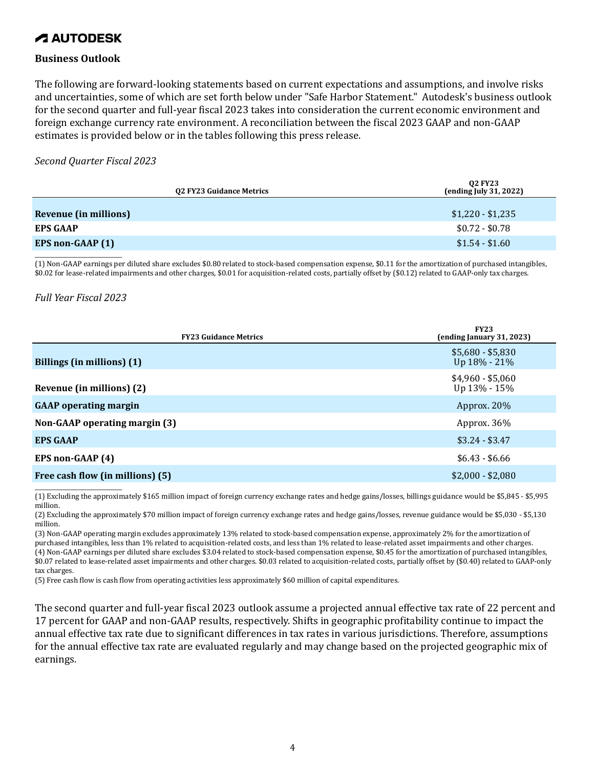**AUTODESK**

### Business Outlook

The following are forward-looking statements based on current expectations and assumptions, and involve risks and uncertainties, some of which are set forth below under "Safe Harbor Statement." Autodesk's business outlook for the second quarter and full-year fiscal 2023 takes into consideration the current economic environment and foreign exchange currency rate environment. A reconciliation between the fiscal 2023 GAAP and non-GAAP estimates is provided below or in the tables following this press release.

*Second Quarter Fiscal 2023*

| Q2 FY23 Guidance Metrics | Q2 FY23 (ending July 31, 2022) |
|---|---|
| **Revenue (in millions)** | $1,220 - $1,235 |
| **EPS GAAP** | $0.72 - $0.78 |
| **EPS non-GAAP (1)** | $1.54 - $1.60 |

(1) Non-GAAP earnings per diluted share excludes $0.80 related to stock-based compensation expense, $0.11 for the amortization of purchased intangibles, $0.02 for lease-related impairments and other charges, $0.01 for acquisition-related costs, partially offset by ($0.12) related to GAAP-only tax charges.

*Full Year Fiscal 2023*

| FY23 Guidance Metrics | FY23 (ending January 31, 2023) |
|---|---|
| **Billings (in millions) (1)** | $5,680 - $5,830 Up 18% - 21% |
| **Revenue (in millions) (2)** | $4,960 - $5,060 Up 13% - 15% |
| **GAAP operating margin** | Approx. 20% |
| **Non-GAAP operating margin (3)** | Approx. 36% |
| **EPS GAAP** | $3.24 - $3.47 |
| **EPS non-GAAP (4)** | $6.43 - $6.66 |
| **Free cash flow (in millions) (5)** | $2,000 - $2,080 |

(1) Excluding the approximately $165 million impact of foreign currency exchange rates and hedge gains/losses, billings guidance would be $5,845 - $5,995 million.

(2) Excluding the approximately $70 million impact of foreign currency exchange rates and hedge gains/losses, revenue guidance would be $5,030 - $5,130 million.

(3) Non-GAAP operating margin excludes approximately 13% related to stock-based compensation expense, approximately 2% for the amortization of purchased intangibles, less than 1% related to acquisition-related costs, and less than 1% related to lease-related asset impairments and other charges.

(4) Non-GAAP earnings per diluted share excludes $3.04 related to stock-based compensation expense, $0.45 for the amortization of purchased intangibles, $0.07 related to lease-related asset impairments and other charges. $0.03 related to acquisition-related costs, partially offset by ($0.40) related to GAAP-only tax charges.

(5) Free cash flow is cash flow from operating activities less approximately $60 million of capital expenditures.

The second quarter and full-year fiscal 2023 outlook assume a projected annual effective tax rate of 22 percent and 17 percent for GAAP and non-GAAP results, respectively. Shifts in geographic profitability continue to impact the annual effective tax rate due to significant differences in tax rates in various jurisdictions. Therefore, assumptions for the annual effective tax rate are evaluated regularly and may change based on the projected geographic mix of earnings.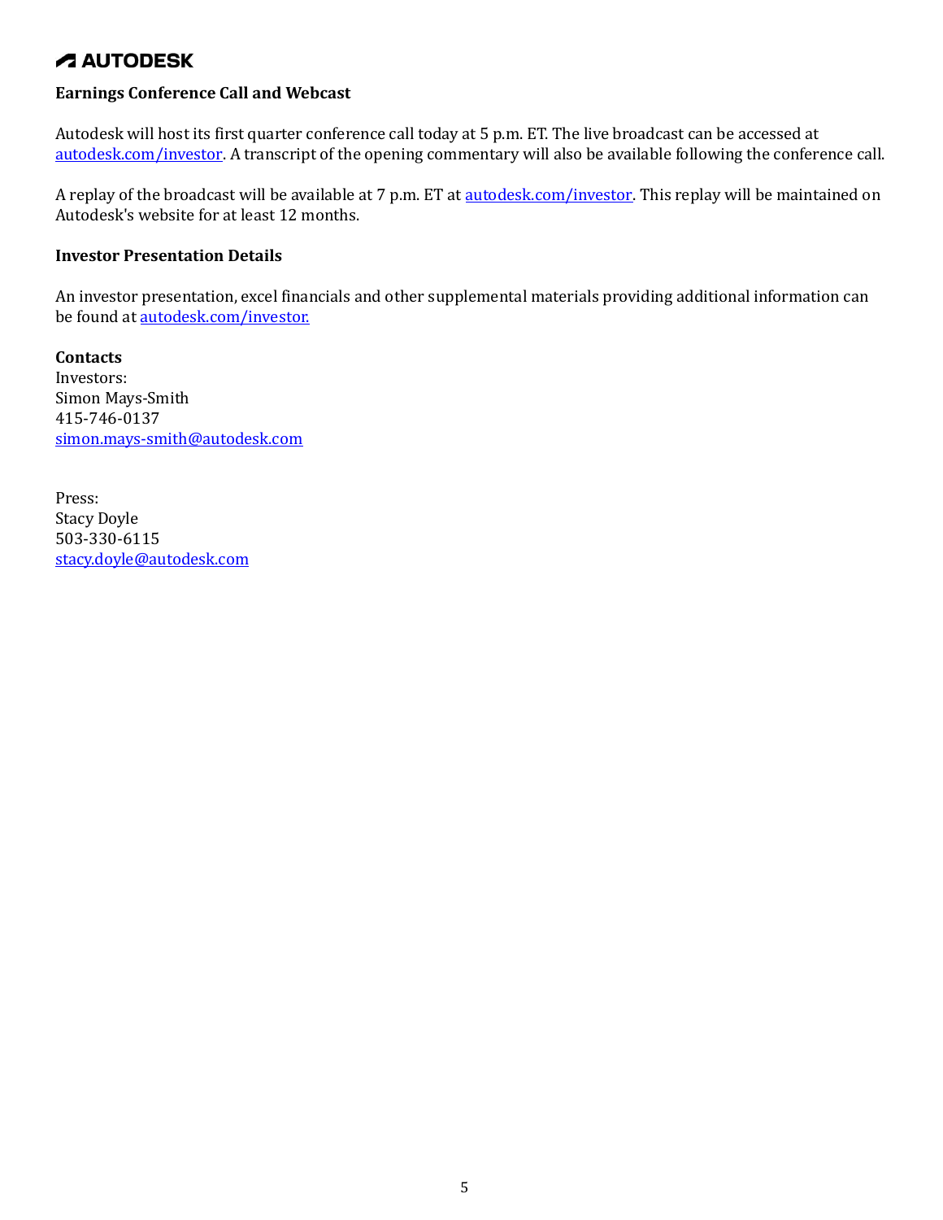**Earnings Conference Call and Webcast**

Autodesk will host its first quarter conference call today at 5 p.m. ET. The live broadcast can be accessed at autodesk.com/investor. A transcript of the opening commentary will also be available following the conference call.

A replay of the broadcast will be available at 7 p.m. ET at autodesk.com/investor. This replay will be maintained on Autodesk's website for at least 12 months.

**Investor Presentation Details**

An investor presentation, excel financials and other supplemental materials providing additional information can be found at autodesk.com/investor.

**Contacts**
Investors:
Simon Mays-Smith
415-746-0137
simon.mays-smith@autodesk.com

Press:
Stacy Doyle
503-330-6115
stacy.doyle@autodesk.com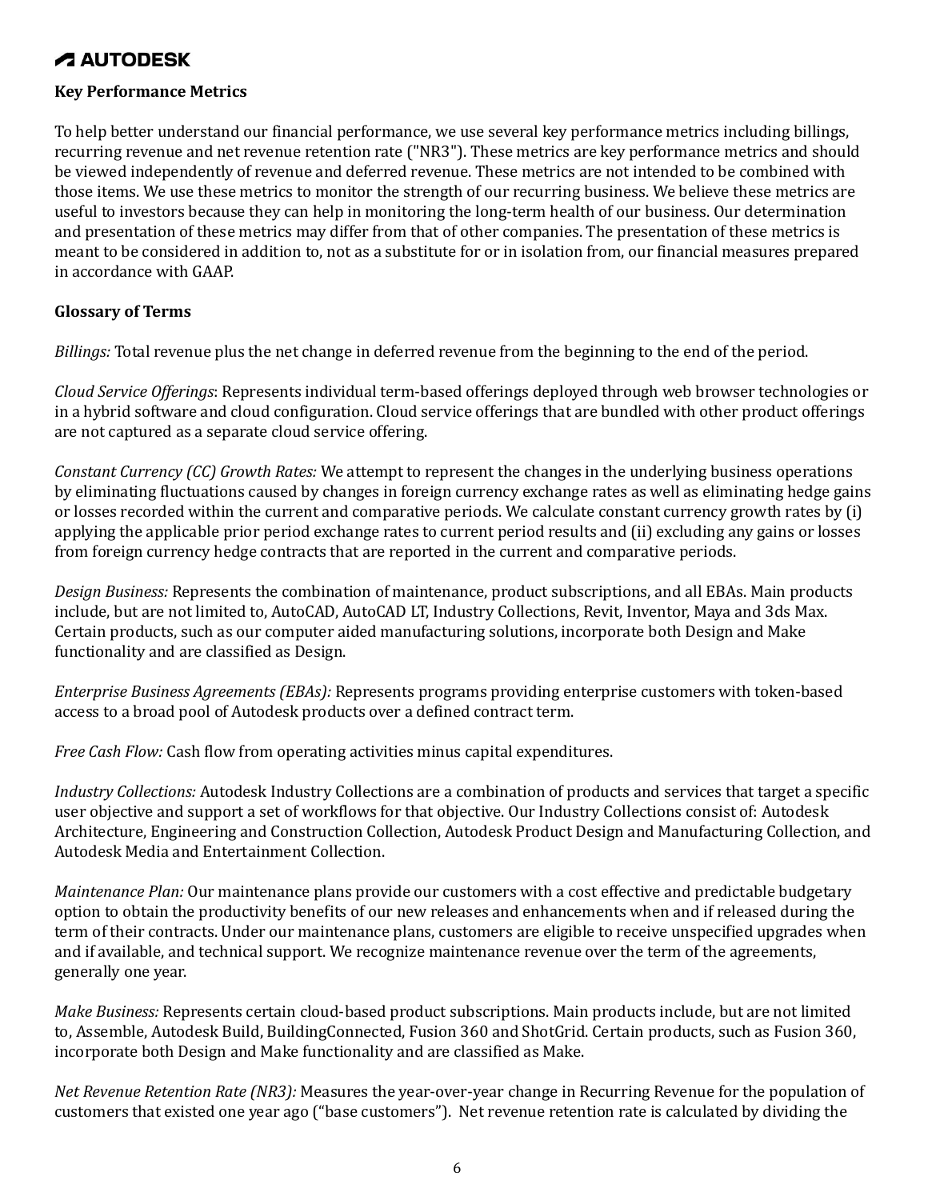**Key Performance Metrics**

To help better understand our financial performance, we use several key performance metrics including billings, recurring revenue and net revenue retention rate ("NR3"). These metrics are key performance metrics and should be viewed independently of revenue and deferred revenue. These metrics are not intended to be combined with those items. We use these metrics to monitor the strength of our recurring business. We believe these metrics are useful to investors because they can help in monitoring the long-term health of our business. Our determination and presentation of these metrics may differ from that of other companies. The presentation of these metrics is meant to be considered in addition to, not as a substitute for or in isolation from, our financial measures prepared in accordance with GAAP.

**Glossary of Terms**

*Billings:* Total revenue plus the net change in deferred revenue from the beginning to the end of the period.

*Cloud Service Offerings*: Represents individual term-based offerings deployed through web browser technologies or in a hybrid software and cloud configuration. Cloud service offerings that are bundled with other product offerings are not captured as a separate cloud service offering.

*Constant Currency (CC) Growth Rates:* We attempt to represent the changes in the underlying business operations by eliminating fluctuations caused by changes in foreign currency exchange rates as well as eliminating hedge gains or losses recorded within the current and comparative periods. We calculate constant currency growth rates by (i) applying the applicable prior period exchange rates to current period results and (ii) excluding any gains or losses from foreign currency hedge contracts that are reported in the current and comparative periods.

*Design Business:* Represents the combination of maintenance, product subscriptions, and all EBAs. Main products include, but are not limited to, AutoCAD, AutoCAD LT, Industry Collections, Revit, Inventor, Maya and 3ds Max. Certain products, such as our computer aided manufacturing solutions, incorporate both Design and Make functionality and are classified as Design.

*Enterprise Business Agreements (EBAs):* Represents programs providing enterprise customers with token-based access to a broad pool of Autodesk products over a defined contract term.

*Free Cash Flow:* Cash flow from operating activities minus capital expenditures.

*Industry Collections:* Autodesk Industry Collections are a combination of products and services that target a specific user objective and support a set of workflows for that objective. Our Industry Collections consist of: Autodesk Architecture, Engineering and Construction Collection, Autodesk Product Design and Manufacturing Collection, and Autodesk Media and Entertainment Collection.

*Maintenance Plan:* Our maintenance plans provide our customers with a cost effective and predictable budgetary option to obtain the productivity benefits of our new releases and enhancements when and if released during the term of their contracts. Under our maintenance plans, customers are eligible to receive unspecified upgrades when and if available, and technical support. We recognize maintenance revenue over the term of the agreements, generally one year.

*Make Business:* Represents certain cloud-based product subscriptions. Main products include, but are not limited to, Assemble, Autodesk Build, BuildingConnected, Fusion 360 and ShotGrid. Certain products, such as Fusion 360, incorporate both Design and Make functionality and are classified as Make.

*Net Revenue Retention Rate (NR3):* Measures the year-over-year change in Recurring Revenue for the population of customers that existed one year ago ("base customers"). Net revenue retention rate is calculated by dividing the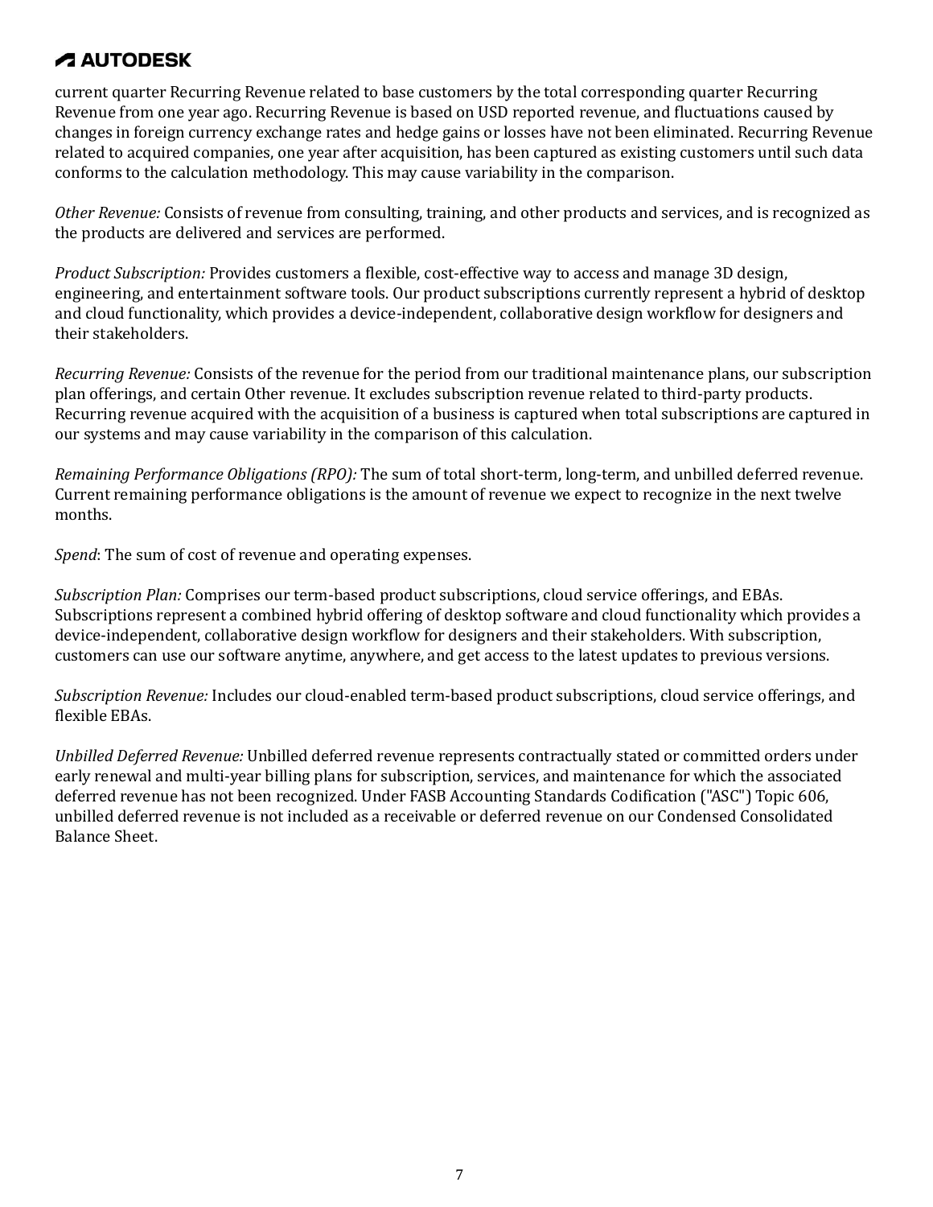current quarter Recurring Revenue related to base customers by the total corresponding quarter Recurring Revenue from one year ago. Recurring Revenue is based on USD reported revenue, and fluctuations caused by changes in foreign currency exchange rates and hedge gains or losses have not been eliminated. Recurring Revenue related to acquired companies, one year after acquisition, has been captured as existing customers until such data conforms to the calculation methodology. This may cause variability in the comparison.

*Other Revenue:* Consists of revenue from consulting, training, and other products and services, and is recognized as the products are delivered and services are performed.

*Product Subscription:* Provides customers a flexible, cost-effective way to access and manage 3D design, engineering, and entertainment software tools. Our product subscriptions currently represent a hybrid of desktop and cloud functionality, which provides a device-independent, collaborative design workflow for designers and their stakeholders.

*Recurring Revenue:* Consists of the revenue for the period from our traditional maintenance plans, our subscription plan offerings, and certain Other revenue. It excludes subscription revenue related to third-party products. Recurring revenue acquired with the acquisition of a business is captured when total subscriptions are captured in our systems and may cause variability in the comparison of this calculation.

*Remaining Performance Obligations (RPO):* The sum of total short-term, long-term, and unbilled deferred revenue. Current remaining performance obligations is the amount of revenue we expect to recognize in the next twelve months.

*Spend*: The sum of cost of revenue and operating expenses.

*Subscription Plan:* Comprises our term-based product subscriptions, cloud service offerings, and EBAs. Subscriptions represent a combined hybrid offering of desktop software and cloud functionality which provides a device-independent, collaborative design workflow for designers and their stakeholders. With subscription, customers can use our software anytime, anywhere, and get access to the latest updates to previous versions.

*Subscription Revenue:* Includes our cloud-enabled term-based product subscriptions, cloud service offerings, and flexible EBAs.

*Unbilled Deferred Revenue:* Unbilled deferred revenue represents contractually stated or committed orders under early renewal and multi-year billing plans for subscription, services, and maintenance for which the associated deferred revenue has not been recognized. Under FASB Accounting Standards Codification ("ASC") Topic 606, unbilled deferred revenue is not included as a receivable or deferred revenue on our Condensed Consolidated Balance Sheet.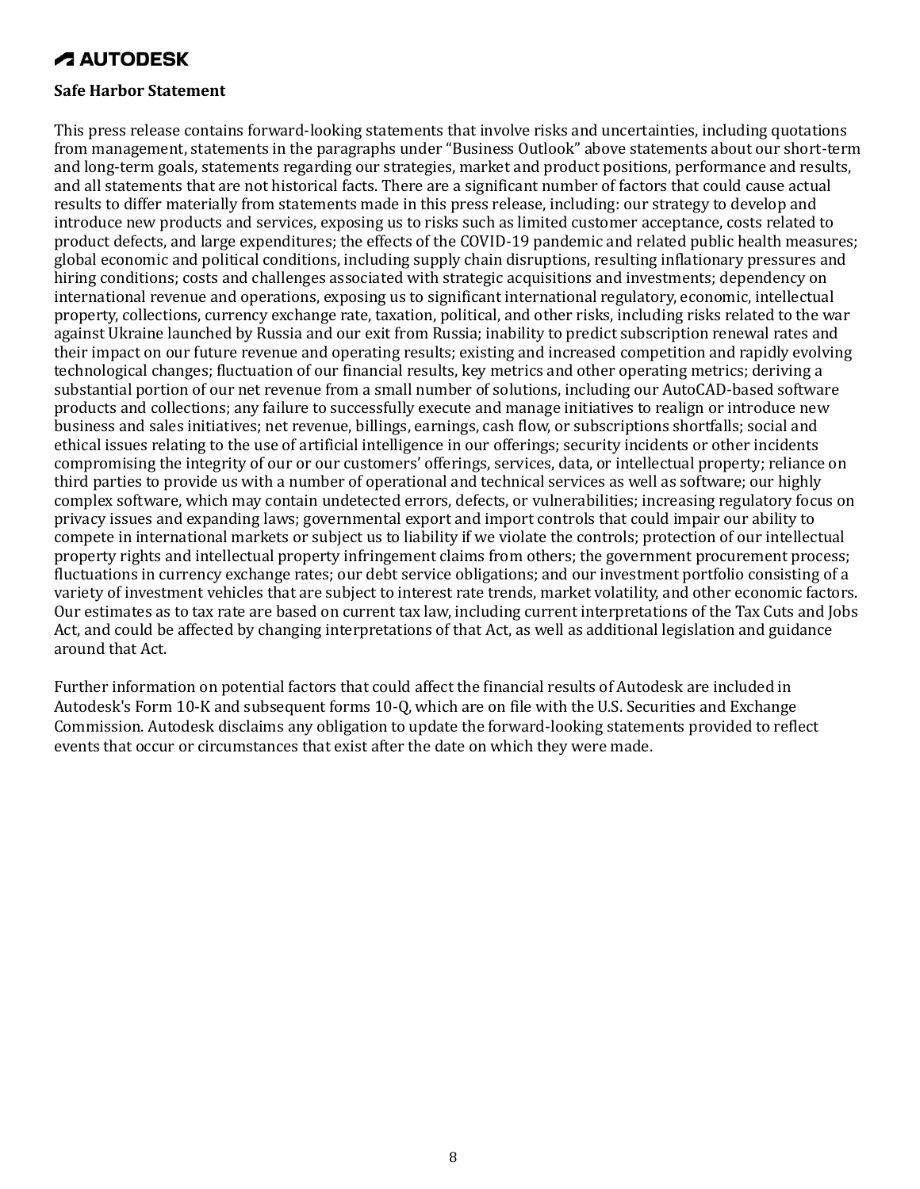**Safe Harbor Statement**

This press release contains forward-looking statements that involve risks and uncertainties, including quotations from management, statements in the paragraphs under "Business Outlook" above statements about our short-term and long-term goals, statements regarding our strategies, market and product positions, performance and results, and all statements that are not historical facts. There are a significant number of factors that could cause actual results to differ materially from statements made in this press release, including: our strategy to develop and introduce new products and services, exposing us to risks such as limited customer acceptance, costs related to product defects, and large expenditures; the effects of the COVID-19 pandemic and related public health measures; global economic and political conditions, including supply chain disruptions, resulting inflationary pressures and hiring conditions; costs and challenges associated with strategic acquisitions and investments; dependency on international revenue and operations, exposing us to significant international regulatory, economic, intellectual property, collections, currency exchange rate, taxation, political, and other risks, including risks related to the war against Ukraine launched by Russia and our exit from Russia; inability to predict subscription renewal rates and their impact on our future revenue and operating results; existing and increased competition and rapidly evolving technological changes; fluctuation of our financial results, key metrics and other operating metrics; deriving a substantial portion of our net revenue from a small number of solutions, including our AutoCAD-based software products and collections; any failure to successfully execute and manage initiatives to realign or introduce new business and sales initiatives; net revenue, billings, earnings, cash flow, or subscriptions shortfalls; social and ethical issues relating to the use of artificial intelligence in our offerings; security incidents or other incidents compromising the integrity of our or our customers' offerings, services, data, or intellectual property; reliance on third parties to provide us with a number of operational and technical services as well as software; our highly complex software, which may contain undetected errors, defects, or vulnerabilities; increasing regulatory focus on privacy issues and expanding laws; governmental export and import controls that could impair our ability to compete in international markets or subject us to liability if we violate the controls; protection of our intellectual property rights and intellectual property infringement claims from others; the government procurement process; fluctuations in currency exchange rates; our debt service obligations; and our investment portfolio consisting of a variety of investment vehicles that are subject to interest rate trends, market volatility, and other economic factors. Our estimates as to tax rate are based on current tax law, including current interpretations of the Tax Cuts and Jobs Act, and could be affected by changing interpretations of that Act, as well as additional legislation and guidance around that Act.

Further information on potential factors that could affect the financial results of Autodesk are included in Autodesk's Form 10-K and subsequent forms 10-Q, which are on file with the U.S. Securities and Exchange Commission. Autodesk disclaims any obligation to update the forward-looking statements provided to reflect events that occur or circumstances that exist after the date on which they were made.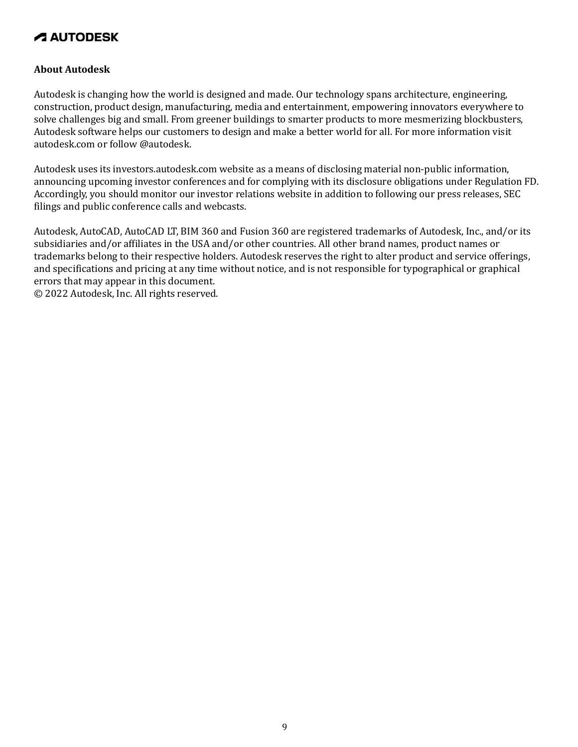**About Autodesk**

Autodesk is changing how the world is designed and made. Our technology spans architecture, engineering, construction, product design, manufacturing, media and entertainment, empowering innovators everywhere to solve challenges big and small. From greener buildings to smarter products to more mesmerizing blockbusters, Autodesk software helps our customers to design and make a better world for all. For more information visit autodesk.com or follow @autodesk.

Autodesk uses its investors.autodesk.com website as a means of disclosing material non-public information, announcing upcoming investor conferences and for complying with its disclosure obligations under Regulation FD. Accordingly, you should monitor our investor relations website in addition to following our press releases, SEC filings and public conference calls and webcasts.

Autodesk, AutoCAD, AutoCAD LT, BIM 360 and Fusion 360 are registered trademarks of Autodesk, Inc., and/or its subsidiaries and/or affiliates in the USA and/or other countries. All other brand names, product names or trademarks belong to their respective holders. Autodesk reserves the right to alter product and service offerings, and specifications and pricing at any time without notice, and is not responsible for typographical or graphical errors that may appear in this document.
© 2022 Autodesk, Inc. All rights reserved.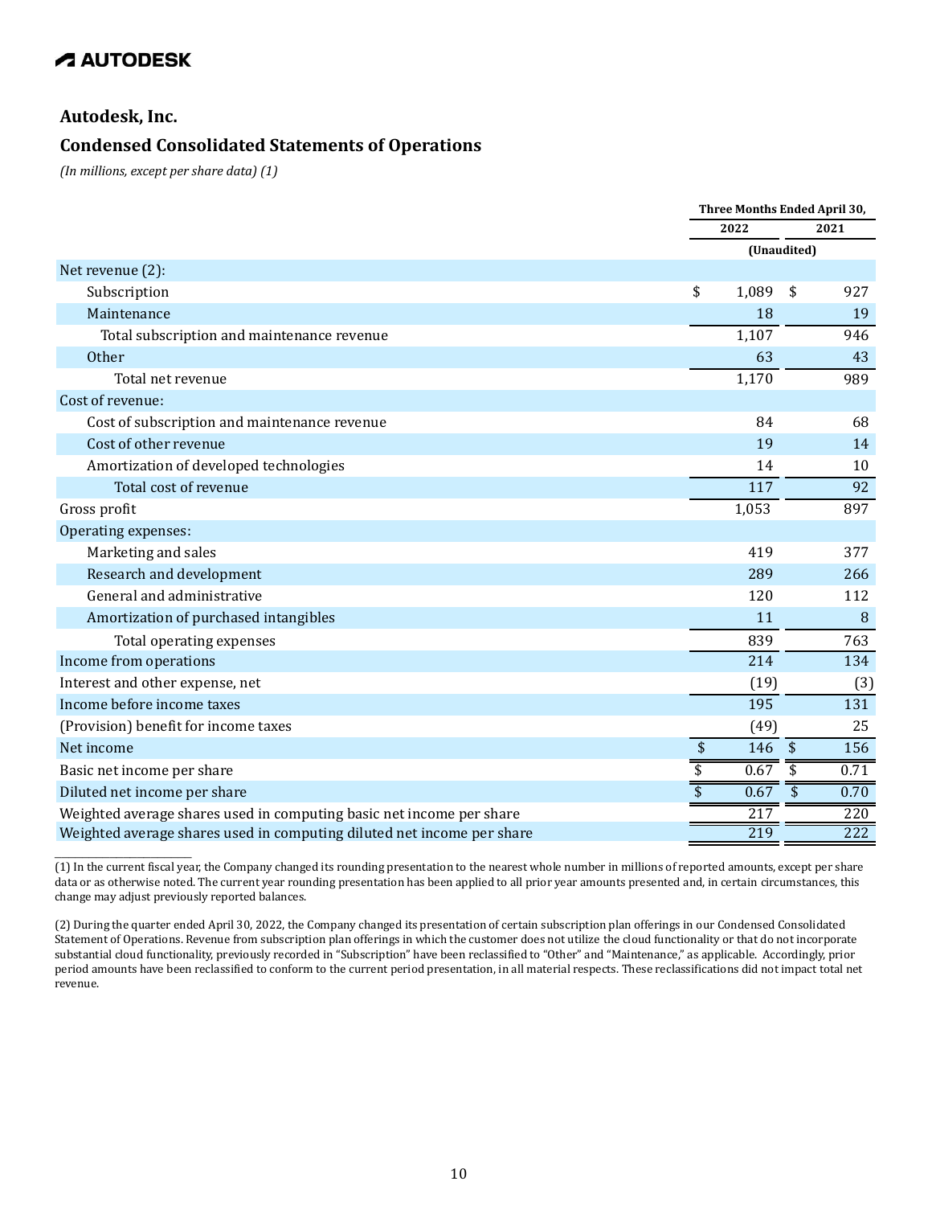**AUTODESK**

## Autodesk, Inc.

## Condensed Consolidated Statements of Operations

*(In millions, except per share data) (1)*

| | Three Months Ended April 30, | |
|---|---|---|
| | 2022 | 2021 |
| | (Unaudited) | |
| Net revenue (2): | | |
| Subscription | $ 1,089 | $ 927 |
| Maintenance | 18 | 19 |
| Total subscription and maintenance revenue | 1,107 | 946 |
| Other | 63 | 43 |
| Total net revenue | 1,170 | 989 |
| Cost of revenue: | | |
| Cost of subscription and maintenance revenue | 84 | 68 |
| Cost of other revenue | 19 | 14 |
| Amortization of developed technologies | 14 | 10 |
| Total cost of revenue | 117 | 92 |
| Gross profit | 1,053 | 897 |
| Operating expenses: | | |
| Marketing and sales | 419 | 377 |
| Research and development | 289 | 266 |
| General and administrative | 120 | 112 |
| Amortization of purchased intangibles | 11 | 8 |
| Total operating expenses | 839 | 763 |
| Income from operations | 214 | 134 |
| Interest and other expense, net | (19) | (3) |
| Income before income taxes | 195 | 131 |
| (Provision) benefit for income taxes | (49) | 25 |
| Net income | $ 146 | $ 156 |
| Basic net income per share | $ 0.67 | $ 0.71 |
| Diluted net income per share | $ 0.67 | $ 0.70 |
| Weighted average shares used in computing basic net income per share | 217 | 220 |
| Weighted average shares used in computing diluted net income per share | 219 | 222 |

(1) In the current fiscal year, the Company changed its rounding presentation to the nearest whole number in millions of reported amounts, except per share data or as otherwise noted. The current year rounding presentation has been applied to all prior year amounts presented and, in certain circumstances, this change may adjust previously reported balances.

(2) During the quarter ended April 30, 2022, the Company changed its presentation of certain subscription plan offerings in our Condensed Consolidated Statement of Operations. Revenue from subscription plan offerings in which the customer does not utilize the cloud functionality or that do not incorporate substantial cloud functionality, previously recorded in "Subscription" have been reclassified to "Other" and "Maintenance," as applicable. Accordingly, prior period amounts have been reclassified to conform to the current period presentation, in all material respects. These reclassifications did not impact total net revenue.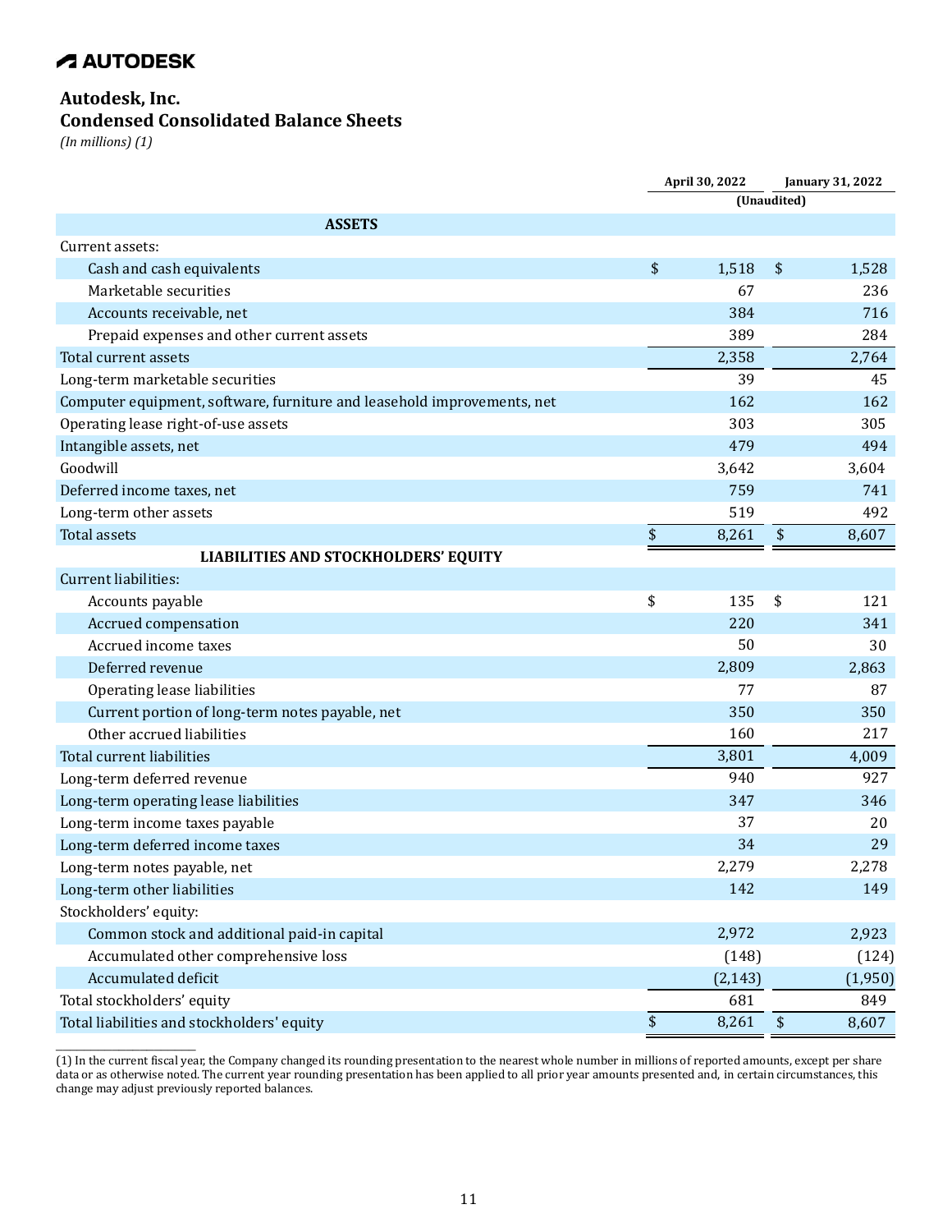AUTODESK

# Autodesk, Inc.
## Condensed Consolidated Balance Sheets
*(In millions) (1)*

| | April 30, 2022 | January 31, 2022 |
|---|---|---|
| | (Unaudited) | |
| **ASSETS** | | |
| Current assets: | | |
| Cash and cash equivalents | $ 1,518 | $ 1,528 |
| Marketable securities | 67 | 236 |
| Accounts receivable, net | 384 | 716 |
| Prepaid expenses and other current assets | 389 | 284 |
| Total current assets | 2,358 | 2,764 |
| Long-term marketable securities | 39 | 45 |
| Computer equipment, software, furniture and leasehold improvements, net | 162 | 162 |
| Operating lease right-of-use assets | 303 | 305 |
| Intangible assets, net | 479 | 494 |
| Goodwill | 3,642 | 3,604 |
| Deferred income taxes, net | 759 | 741 |
| Long-term other assets | 519 | 492 |
| Total assets | $ 8,261 | $ 8,607 |
| **LIABILITIES AND STOCKHOLDERS' EQUITY** | | |
| Current liabilities: | | |
| Accounts payable | $ 135 | $ 121 |
| Accrued compensation | 220 | 341 |
| Accrued income taxes | 50 | 30 |
| Deferred revenue | 2,809 | 2,863 |
| Operating lease liabilities | 77 | 87 |
| Current portion of long-term notes payable, net | 350 | 350 |
| Other accrued liabilities | 160 | 217 |
| Total current liabilities | 3,801 | 4,009 |
| Long-term deferred revenue | 940 | 927 |
| Long-term operating lease liabilities | 347 | 346 |
| Long-term income taxes payable | 37 | 20 |
| Long-term deferred income taxes | 34 | 29 |
| Long-term notes payable, net | 2,279 | 2,278 |
| Long-term other liabilities | 142 | 149 |
| Stockholders' equity: | | |
| Common stock and additional paid-in capital | 2,972 | 2,923 |
| Accumulated other comprehensive loss | (148) | (124) |
| Accumulated deficit | (2,143) | (1,950) |
| Total stockholders' equity | 681 | 849 |
| Total liabilities and stockholders' equity | $ 8,261 | $ 8,607 |

(1) In the current fiscal year, the Company changed its rounding presentation to the nearest whole number in millions of reported amounts, except per share data or as otherwise noted. The current year rounding presentation has been applied to all prior year amounts presented and, in certain circumstances, this change may adjust previously reported balances.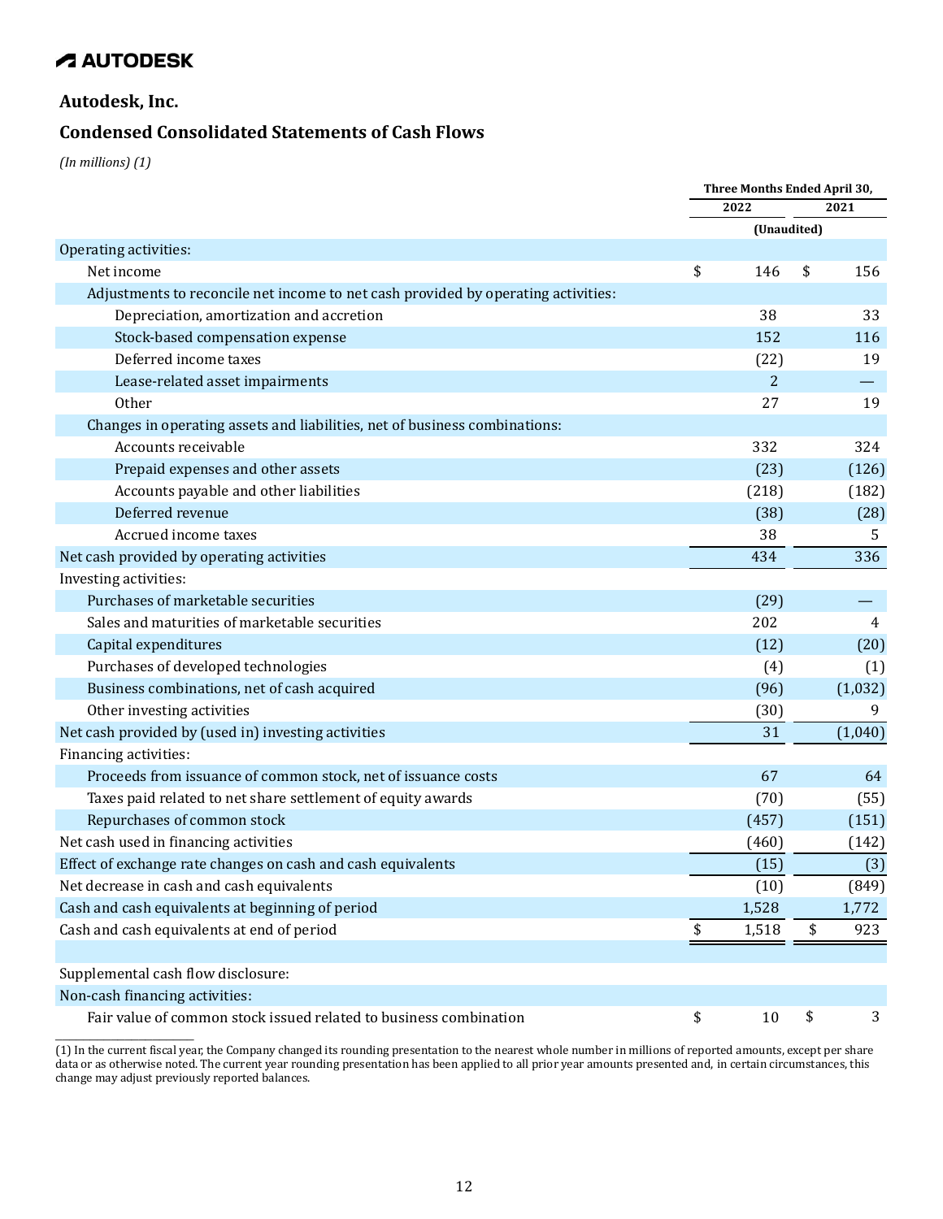AUTODESK

## Autodesk, Inc.

## Condensed Consolidated Statements of Cash Flows

*(In millions) (1)*

| | Three Months Ended April 30, | |
|---|---|---|
| | 2022 | 2021 |
| | (Unaudited) | |
| Operating activities: | | |
| Net income | $ 146 | $ 156 |
| Adjustments to reconcile net income to net cash provided by operating activities: | | |
| Depreciation, amortization and accretion | 38 | 33 |
| Stock-based compensation expense | 152 | 116 |
| Deferred income taxes | (22) | 19 |
| Lease-related asset impairments | 2 | — |
| Other | 27 | 19 |
| Changes in operating assets and liabilities, net of business combinations: | | |
| Accounts receivable | 332 | 324 |
| Prepaid expenses and other assets | (23) | (126) |
| Accounts payable and other liabilities | (218) | (182) |
| Deferred revenue | (38) | (28) |
| Accrued income taxes | 38 | 5 |
| Net cash provided by operating activities | 434 | 336 |
| Investing activities: | | |
| Purchases of marketable securities | (29) | — |
| Sales and maturities of marketable securities | 202 | 4 |
| Capital expenditures | (12) | (20) |
| Purchases of developed technologies | (4) | (1) |
| Business combinations, net of cash acquired | (96) | (1,032) |
| Other investing activities | (30) | 9 |
| Net cash provided by (used in) investing activities | 31 | (1,040) |
| Financing activities: | | |
| Proceeds from issuance of common stock, net of issuance costs | 67 | 64 |
| Taxes paid related to net share settlement of equity awards | (70) | (55) |
| Repurchases of common stock | (457) | (151) |
| Net cash used in financing activities | (460) | (142) |
| Effect of exchange rate changes on cash and cash equivalents | (15) | (3) |
| Net decrease in cash and cash equivalents | (10) | (849) |
| Cash and cash equivalents at beginning of period | 1,528 | 1,772 |
| Cash and cash equivalents at end of period | $ 1,518 | $ 923 |
| | | |
| Supplemental cash flow disclosure: | | |
| Non-cash financing activities: | | |
| Fair value of common stock issued related to business combination | $ 10 | $ 3 |

(1) In the current fiscal year, the Company changed its rounding presentation to the nearest whole number in millions of reported amounts, except per share data or as otherwise noted. The current year rounding presentation has been applied to all prior year amounts presented and, in certain circumstances, this change may adjust previously reported balances.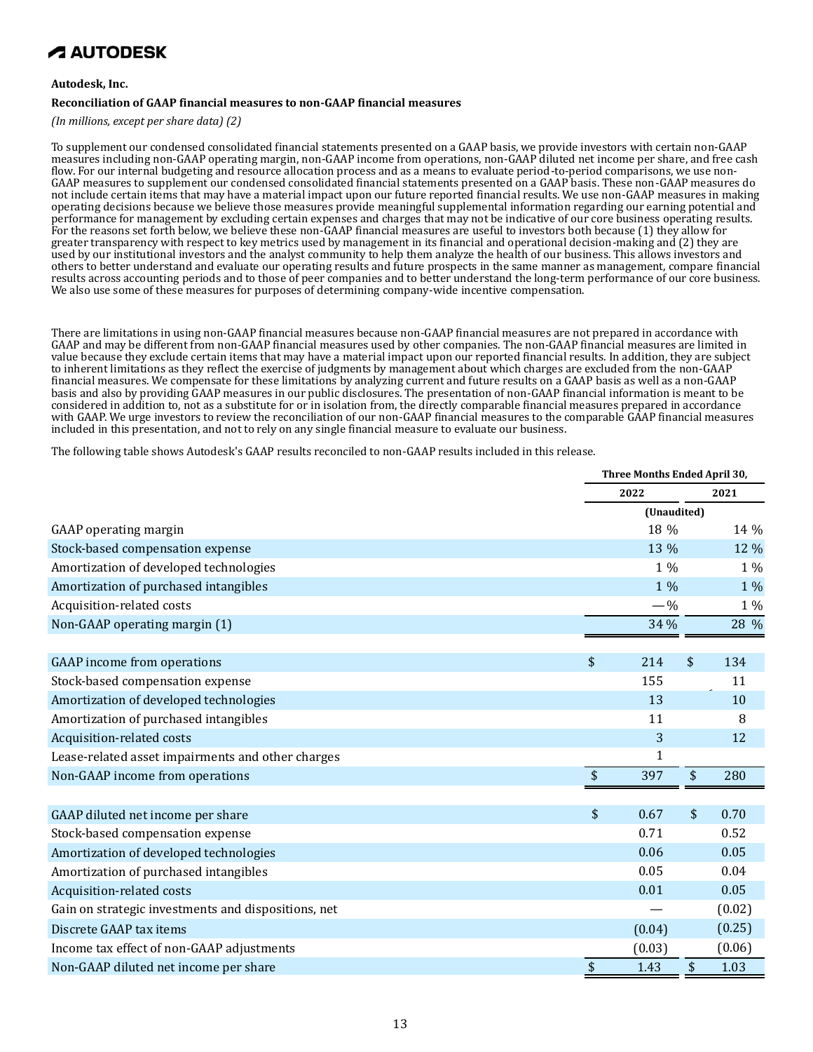**Autodesk, Inc.**

**Reconciliation of GAAP financial measures to non-GAAP financial measures**

*(In millions, except per share data) (2)*

To supplement our condensed consolidated financial statements presented on a GAAP basis, we provide investors with certain non-GAAP measures including non-GAAP operating margin, non-GAAP income from operations, non-GAAP diluted net income per share, and free cash flow. For our internal budgeting and resource allocation process and as a means to evaluate period-to-period comparisons, we use non-GAAP measures to supplement our condensed consolidated financial statements presented on a GAAP basis. These non-GAAP measures do not include certain items that may have a material impact upon our future reported financial results. We use non-GAAP measures in making operating decisions because we believe those measures provide meaningful supplemental information regarding our earning potential and performance for management by excluding certain expenses and charges that may not be indicative of our core business operating results. For the reasons set forth below, we believe these non-GAAP financial measures are useful to investors both because (1) they allow for greater transparency with respect to key metrics used by management in its financial and operational decision-making and (2) they are used by our institutional investors and the analyst community to help them analyze the health of our business. This allows investors and others to better understand and evaluate our operating results and future prospects in the same manner as management, compare financial results across accounting periods and to those of peer companies and to better understand the long-term performance of our core business. We also use some of these measures for purposes of determining company-wide incentive compensation.

There are limitations in using non-GAAP financial measures because non-GAAP financial measures are not prepared in accordance with GAAP and may be different from non-GAAP financial measures used by other companies. The non-GAAP financial measures are limited in value because they exclude certain items that may have a material impact upon our reported financial results. In addition, they are subject to inherent limitations as they reflect the exercise of judgments by management about which charges are excluded from the non-GAAP financial measures. We compensate for these limitations by analyzing current and future results on a GAAP basis as well as a non-GAAP basis and also by providing GAAP measures in our public disclosures. The presentation of non-GAAP financial information is meant to be considered in addition to, not as a substitute for or in isolation from, the directly comparable financial measures prepared in accordance with GAAP. We urge investors to review the reconciliation of our non-GAAP financial measures to the comparable GAAP financial measures included in this presentation, and not to rely on any single financial measure to evaluate our business.

The following table shows Autodesk's GAAP results reconciled to non-GAAP results included in this release.

| | Three Months Ended April 30, | |
|---|---|---|
| | 2022 | 2021 |
| | (Unaudited) | |
| GAAP operating margin | 18 % | 14 % |
| Stock-based compensation expense | 13 % | 12 % |
| Amortization of developed technologies | 1 % | 1 % |
| Amortization of purchased intangibles | 1 % | 1 % |
| Acquisition-related costs | — % | 1 % |
| Non-GAAP operating margin (1) | 34 % | 28 % |
| | | |
| GAAP income from operations | $ 214 | $ 134 |
| Stock-based compensation expense | 155 | 11 |
| Amortization of developed technologies | 13 | 10 |
| Amortization of purchased intangibles | 11 | 8 |
| Acquisition-related costs | 3 | 12 |
| Lease-related asset impairments and other charges | 1 | |
| Non-GAAP income from operations | $ 397 | $ 280 |
| | | |
| GAAP diluted net income per share | $ 0.67 | $ 0.70 |
| Stock-based compensation expense | 0.71 | 0.52 |
| Amortization of developed technologies | 0.06 | 0.05 |
| Amortization of purchased intangibles | 0.05 | 0.04 |
| Acquisition-related costs | 0.01 | 0.05 |
| Gain on strategic investments and dispositions, net | — | (0.02) |
| Discrete GAAP tax items | (0.04) | (0.25) |
| Income tax effect of non-GAAP adjustments | (0.03) | (0.06) |
| Non-GAAP diluted net income per share | $ 1.43 | $ 1.03 |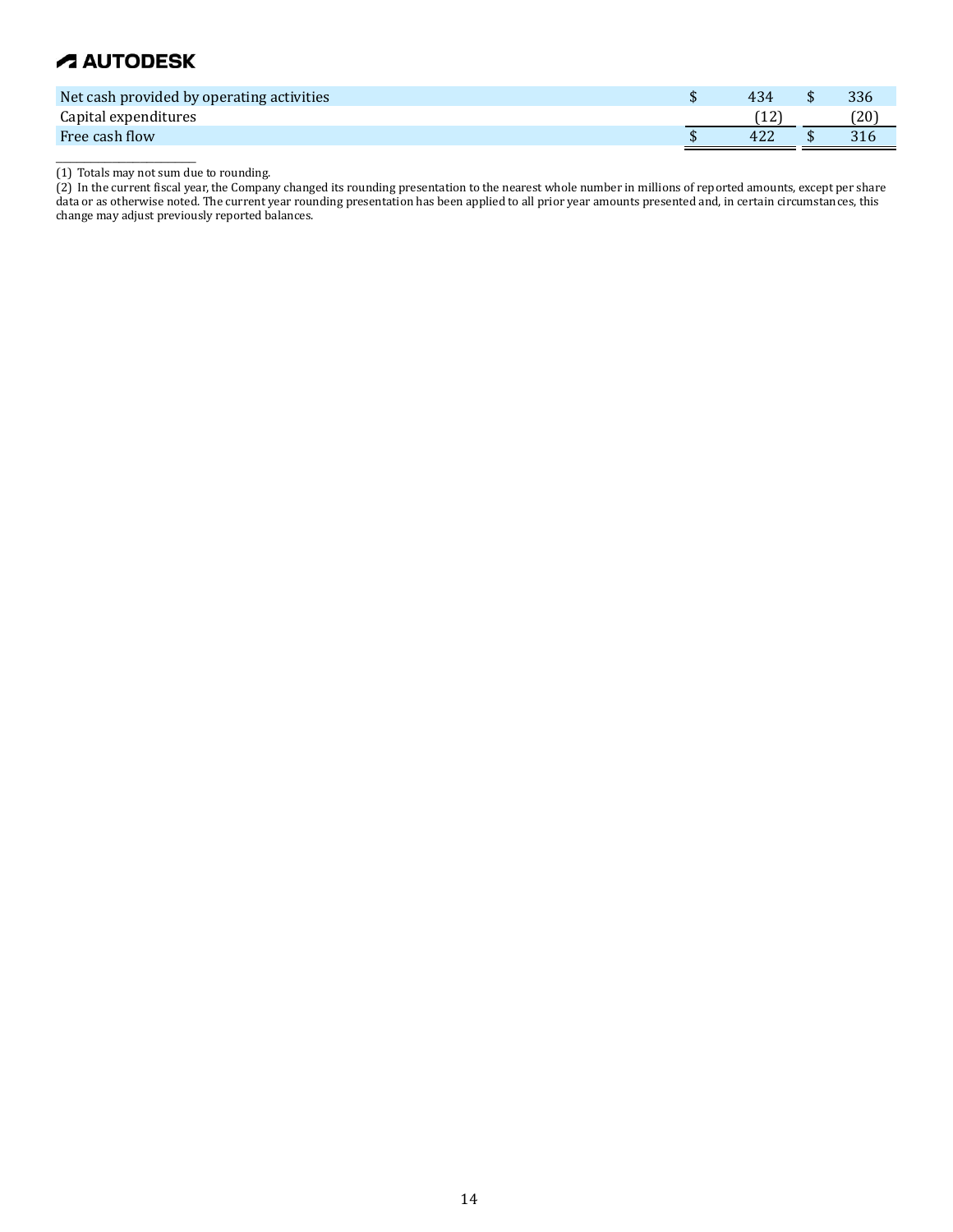| | | |
|---|---|---|
| Net cash provided by operating activities | $ 434 | $ 336 |
| Capital expenditures | (12) | (20) |
| Free cash flow | $ 422 | $ 316 |

(1) Totals may not sum due to rounding.

(2) In the current fiscal year, the Company changed its rounding presentation to the nearest whole number in millions of reported amounts, except per share data or as otherwise noted. The current year rounding presentation has been applied to all prior year amounts presented and, in certain circumstances, this change may adjust previously reported balances.